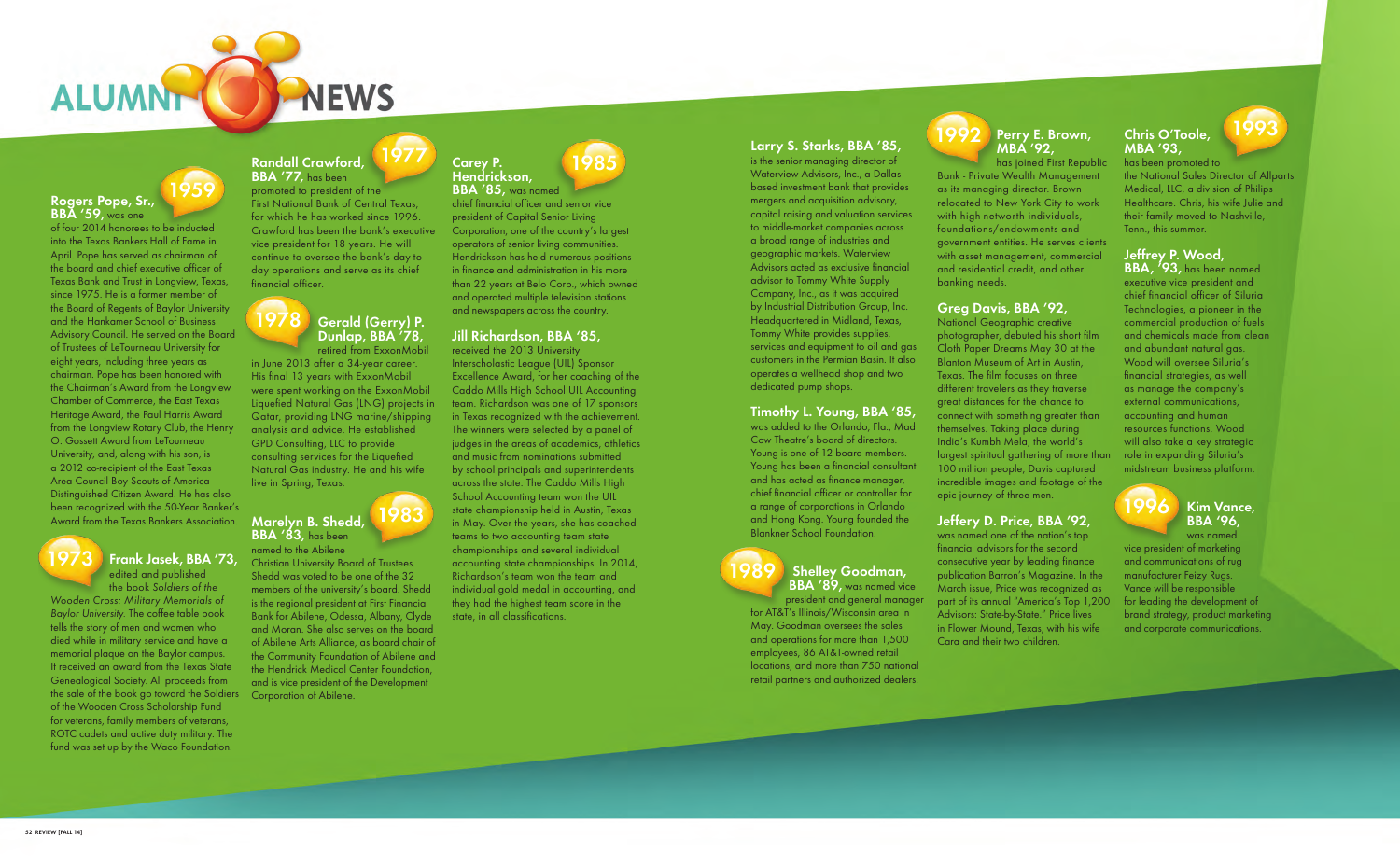# ALUMNI NEWS

## 1959

**Rogers Pope, Sr., BBA '59,** was one of four 2014 honorees to be inducted into the Texas Bankers Hall of Fame in April. Pope has served as chairman of the board and chief executive officer of Texas Bank and Trust in Longview, Texas, since 1975. He is a former member of the Board of Regents of Baylor University and the Hankamer School of Business Advisory Council. He served on the Board of Trustees of LeTourneau University for eight years, including three years as chairman. Pope has been honored with the Chairman's Award from the Longview Chamber of Commerce, the East Texas Heritage Award, the Paul Harris Award from the Longview Rotary Club, the Henry O. Gossett Award from LeTourneau University, and, along with his son, is a 2012 co-recipient of the East Texas Area Council Boy Scouts of America Distinguished Citizen Award. He has also been recognized with the 50-Year Banker's Award from the Texas Bankers Association.

## 1973

**Frank Jasek, BBA '73,** edited and published the book *Soldiers of the Wooden Cross: Military Memorials of Baylor University.* The coffee table book tells the story of men and women who died while in military service and have a memorial plaque on the Baylor campus. It received an award from the Texas State Genealogical Society. All proceeds from the sale of the book go toward the Soldiers of the Wooden Cross Scholarship Fund for veterans, family members of veterans, ROTC cadets and active duty military. The fund was set up by the Waco Foundation.

## 1977

**Randall Crawford, BBA '77,** has been promoted to president of the First National Bank of Central Texas, for which he has worked since 1996. Crawford has been the bank's executive vice president for 18 years. He will continue to oversee the bank's day-to-day operations and serve as its chief financial officer.

## 1978

**Gerald (Gerry) P. Dunlap, BBA '78,** retired from ExxonMobil in June 2013 after a 34-year career. His final 13 years with ExxonMobil were spent working on the ExxonMobil Liquefied Natural Gas (LNG) projects in Qatar, providing LNG marine/shipping analysis and advice. He established GPD Consulting, LLC to provide consulting services for the Liquefied Natural Gas industry. He and his wife live in Spring, Texas.

## 1983

**Marelyn B. Shedd, BBA '83,** has been named to the Abilene Christian University Board of Trustees. Shedd was voted to be one of the 32 members of the university's board. Shedd is the regional president at First Financial Bank for Abilene, Odessa, Albany, Clyde and Moran. She also serves on the board of Abilene Arts Alliance, as board chair of the Community Foundation of Abilene and the Hendrick Medical Center Foundation, and is vice president of the Development Corporation of Abilene.

## 1985

**Carey P. Hendrickson, BBA '85,** was named chief financial officer and senior vice president of Capital Senior Living Corporation, one of the country's largest operators of senior living communities. Hendrickson has held numerous positions in finance and administration in his more than 22 years at Belo Corp., which owned and operated multiple television stations and newspapers across the country.

**Jill Richardson, BBA '85,** received the 2013 University Interscholastic League (UIL) Sponsor Excellence Award, for her coaching of the Caddo Mills High School UIL Accounting team. Richardson was one of 17 sponsors in Texas recognized with the achievement. The winners were selected by a panel of judges in the areas of academics, athletics and music from nominations submitted by school principals and superintendents across the state. The Caddo Mills High School Accounting team won the UIL state championship held in Austin, Texas in May. Over the years, she has coached teams to two accounting team state championships and several individual accounting state championships. In 2014, Richardson's team won the team and individual gold medal in accounting, and they had the highest team score in the state, in all classifications.

**Larry S. Starks, BBA '85,** is the senior managing director of Waterview Advisors, Inc., a Dallas-based investment bank that provides mergers and acquisition advisory, capital raising and valuation services to middle-market companies across a broad range of industries and geographic markets. Waterview Advisors acted as exclusive financial advisor to Tommy White Supply Company, Inc., as it was acquired by Industrial Distribution Group, Inc. Headquartered in Midland, Texas, Tommy White provides supplies, services and equipment to oil and gas customers in the Permian Basin. It also operates a wellhead shop and two dedicated pump shops.

**Timothy L. Young, BBA '85,** was added to the Orlando, Fla., Mad Cow Theatre's board of directors. Young is one of 12 board members. Young has been a financial consultant and has acted as finance manager, chief financial officer or controller for a range of corporations in Orlando and Hong Kong. Young founded the Blankner School Foundation.

## 1989

**Shelley Goodman, BBA '89,** was named vice president and general manager for AT&T's Illinois/Wisconsin area in May. Goodman oversees the sales and operations for more than 1,500 employees, 86 AT&T-owned retail locations, and more than 750 national retail partners and authorized dealers.

## 1992

**Perry E. Brown, MBA '92,** has joined First Republic Bank - Private Wealth Management as its managing director. Brown relocated to New York City to work with high-networth individuals, foundations/endowments and government entities. He serves clients with asset management, commercial and residential credit, and other banking needs.

**Greg Davis, BBA '92,** National Geographic creative photographer, debuted his short film Cloth Paper Dreams May 30 at the Blanton Museum of Art in Austin, Texas. The film focuses on three different travelers as they traverse great distances for the chance to connect with something greater than themselves. Taking place during India's Kumbh Mela, the world's largest spiritual gathering of more than 100 million people, Davis captured incredible images and footage of the epic journey of three men.

**Jeffery D. Price, BBA '92,** was named one of the nation's top financial advisors for the second consecutive year by leading finance publication Barron's Magazine. In the March issue, Price was recognized as part of its annual "America's Top 1,200 Advisors: State-by-State." Price lives in Flower Mound, Texas, with his wife Cara and their two children.

## 1993

**Chris O'Toole, MBA '93,** has been promoted to the National Sales Director of Allparts Medical, LLC, a division of Philips Healthcare. Chris, his wife Julie and their family moved to Nashville, Tenn., this summer.

**Jeffrey P. Wood, BBA, '93,** has been named executive vice president and chief financial officer of Siluria Technologies, a pioneer in the commercial production of fuels and chemicals made from clean and abundant natural gas. Wood will oversee Siluria's financial strategies, as well as manage the company's external communications, accounting and human resources functions. Wood will also take a key strategic role in expanding Siluria's midstream business platform.

## 1996

**Kim Vance, BBA '96,** was named vice president of marketing and communications of rug manufacturer Feizy Rugs. Vance will be responsible for leading the development of brand strategy, product marketing and corporate communications.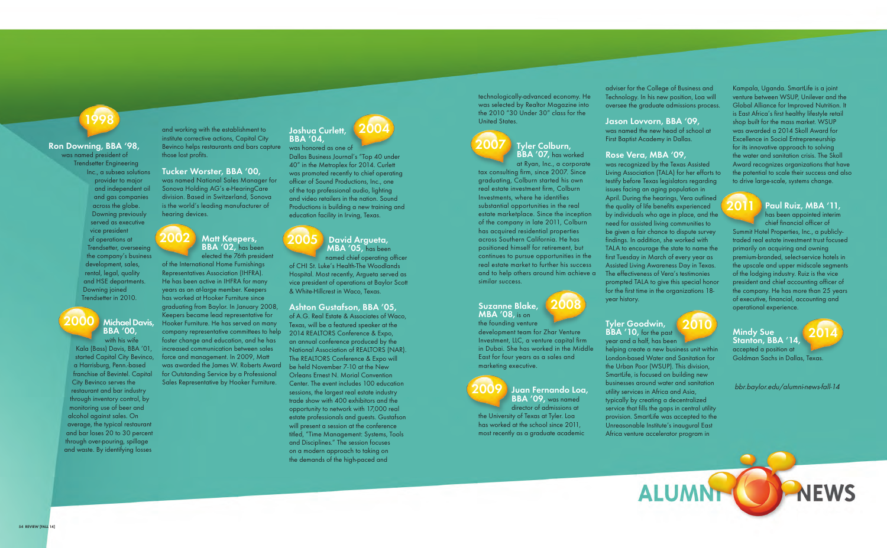# ALUMNI NEWS

## 1998

**Ron Downing, BBA '98,** was named president of Trendsetter Engineering Inc., a subsea solutions provider to major and independent oil and gas companies across the globe. Downing previously served as executive vice president of operations at Trendsetter, overseeing the company's business development, sales, rental, legal, quality and HSE departments. Downing joined Trendsetter in 2010.

## 2000

**Michael Davis, BBA '00,** with his wife Kala (Bass) Davis, BBA '01, started Capital City Bevinco, a Harrisburg, Penn.-based franchise of Bevintel. Capital City Bevinco serves the restaurant and bar industry through inventory control, by monitoring use of beer and alcohol against sales. On average, the typical restaurant and bar loses 20 to 30 percent through over-pouring, spillage and waste. By identifying losses and working with the establishment to institute corrective actions, Capital City Bevinco helps restaurants and bars capture those lost profits.

**Tucker Worster, BBA '00,** was named National Sales Manager for Sonova Holding AG's e-HearingCare division. Based in Switzerland, Sonova is the world's leading manufacturer of hearing devices.

## 2002

**Matt Keepers, BBA '02,** has been elected the 76th president of the International Home Furnishings Representatives Association (IHFRA). He has been active in IHFRA for many years as an at-large member. Keepers has worked at Hooker Furniture since graduating from Baylor. In January 2008, Keepers became lead representative for Hooker Furniture. He has served on many company representative committees to help foster change and education, and he has increased communication between sales force and management. In 2009, Matt was awarded the James W. Roberts Award for Outstanding Service by a Professional Sales Representative by Hooker Furniture.

## 2004

**Joshua Curlett, BBA '04,** was honored as one of Dallas Business Journal's "Top 40 under 40" in the Metroplex for 2014. Curlett was promoted recently to chief operating officer of Sound Productions, Inc., one of the top professional audio, lighting and video retailers in the nation. Sound Productions is building a new training and education facility in Irving, Texas.

## 2005

**David Argueta, MBA '05,** has been named chief operating officer of CHI St. Luke's Health-The Woodlands Hospital. Most recently, Argueta served as vice president of operations at Baylor Scott & White-Hillcrest in Waco, Texas.

**Ashton Gustafson, BBA '05,** of A.G. Real Estate & Associates of Waco, Texas, will be a featured speaker at the 2014 REALTORS Conference & Expo, an annual conference produced by the National Association of REALTORS (NAR). The REALTORS Conference & Expo will be held November 7-10 at the New Orleans Ernest N. Morial Convention Center. The event includes 100 education sessions, the largest real estate industry trade show with 400 exhibitors and the opportunity to network with 17,000 real estate professionals and guests. Gustafson will present a session at the conference titled, "Time Management: Systems, Tools and Disciplines." The session focuses on a modern approach to taking on the demands of the high-paced and technologically-advanced economy. He was selected by Realtor Magazine into the 2010 "30 Under 30" class for the United States.

## 2007

**Tyler Colburn, BBA '07,** has worked at Ryan, Inc., a corporate tax consulting firm, since 2007. Since graduating, Colburn started his own real estate investment firm, Colburn Investments, where he identifies substantial opportunities in the real estate marketplace. Since the inception of the company in late 2011, Colburn has acquired residential properties across Southern California. He has positioned himself for retirement, but continues to pursue opportunities in the real estate market to further his success and to help others around him achieve a similar success.

## 2008

**Suzanne Blake, MBA '08,** is on the founding venture development team for Zhar Venture Investment, LLC, a venture capital firm in Dubai. She has worked in the Middle East for four years as a sales and marketing executive.

## 2009

**Juan Fernando Loa, BBA '09,** was named director of admissions at the University of Texas at Tyler. Loa has worked at the school since 2011, most recently as a graduate academic adviser for the College of Business and Technology. In his new position, Loa will oversee the graduate admissions process.

**Jason Lovvorn, BBA '09,** was named the new head of school at First Baptist Academy in Dallas.

**Rose Vera, MBA '09,** was recognized by the Texas Assisted Living Association (TALA) for her efforts to testify before Texas legislators regarding issues facing an aging population in April. During the hearings, Vera outlined the quality of life benefits experienced by individuals who age in place, and the need for assisted living communities to be given a fair chance to dispute survey findings. In addition, she worked with TALA to encourage the state to name the first Tuesday in March of every year as Assisted Living Awareness Day in Texas. The effectiveness of Vera's testimonies prompted TALA to give this special honor for the first time in the organizations 18-year history.

## 2010

**Tyler Goodwin, BBA '10,** for the past year and a half, has been helping create a new business unit within London-based Water and Sanitation for the Urban Poor (WSUP). This division, SmartLife, is focused on building new businesses around water and sanitation utility services in Africa and Asia, typically by creating a decentralized service that fills the gaps in central utility provision. SmartLife was accepted to the Unreasonable Institute's inaugural East Africa venture accelerator program in Kampala, Uganda. SmartLife is a joint venture between WSUP, Unilever and the Global Alliance for Improved Nutrition. It is East Africa's first healthy lifestyle retail shop built for the mass market. WSUP was awarded a 2014 Skoll Award for Excellence in Social Entrepreneurship for its innovative approach to solving the water and sanitation crisis. The Skoll Award recognizes organizations that have the potential to scale their success and also to drive large-scale, systems change.

## 2011

**Paul Ruiz, MBA '11,** has been appointed interim chief financial officer of Summit Hotel Properties, Inc., a publicly-traded real estate investment trust focused primarily on acquiring and owning premium-branded, select-service hotels in the upscale and upper midscale segments of the lodging industry. Ruiz is the vice president and chief accounting officer of the company. He has more than 25 years of executive, financial, accounting and operational experience.

## 2014

**Mindy Sue Stanton, BBA '14,** accepted a position at Goldman Sachs in Dallas, Texas.

*bbr.baylor.edu/alumni-news-fall-14*